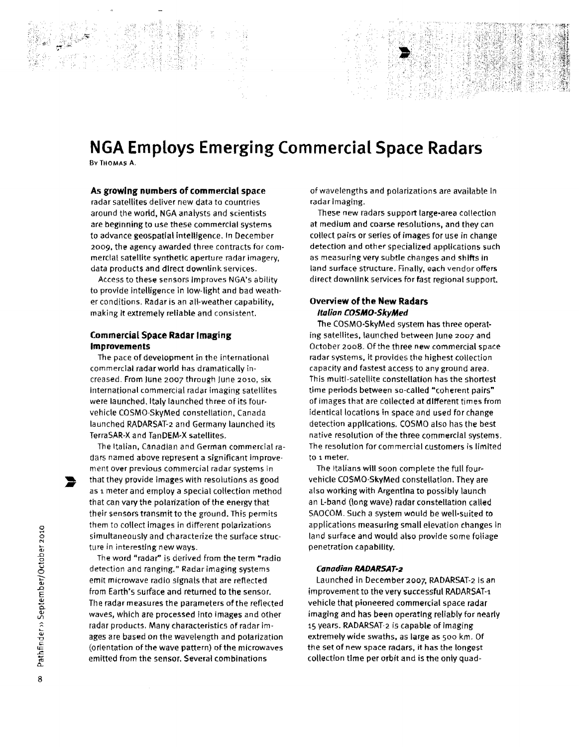# NGA Employs Emerging Commercial Space Radars

By Thomas A.

**As growing numbers of commercial space** radar satellites deliver new data to countries around the world, NGA analysts and scientists are beginning to use these commercial systems to advance geospatial intelligence. In December 2009, the agency awarded three contracts for commercial satellite synthetic aperture radar imagery, data products and direct downlink services.

Access to these sensors improves NGA's ability to provide intelligence in low-light and bad weather conditions. Radar is an all-weather capability, making it extremely reliable and consistent.

## Commercial Space Radar Imaging Improvements

The pace of development in the international commercial radar world has dramatically increased. From June 2007 through June 2010, six international commercial radar imaging satellites were launched. Italy launched three of its four-vehicle COSMO-SkyMed constellation, Canada launched RADARSAT-2 and Germany launched its TerraSAR-X and TanDEM-X satellites.

The Italian, Canadian and German commercial radars named above represent a significant improvement over previous commercial radar systems in that they provide images with resolutions as good as 1 meter and employ a special collection method that can vary the polarization of the energy that their sensors transmit to the ground. This permits them to collect images in different polarizations simultaneously and characterize the surface structure in interesting new ways.

The word "radar" is derived from the term "radio detection and ranging." Radar imaging systems emit microwave radio signals that are reflected from Earth's surface and returned to the sensor. The radar measures the parameters of the reflected waves, which are processed into images and other radar products. Many characteristics of radar images are based on the wavelength and polarization (orientation of the wave pattern) of the microwaves emitted from the sensor. Several combinations of wavelengths and polarizations are available in radar imaging.

These new radars support large-area collection at medium and coarse resolutions, and they can collect pairs or series of images for use in change detection and other specialized applications such as measuring very subtle changes and shifts in land surface structure. Finally, each vendor offers direct downlink services for fast regional support.

## Overview of the New Radars

### *Italian COSMO-SkyMed*

The COSMO-SkyMed system has three operating satellites, launched between June 2007 and October 2008. Of the three new commercial space radar systems, it provides the highest collection capacity and fastest access to any ground area. This multi-satellite constellation has the shortest time periods between so-called "coherent pairs" of images that are collected at different times from identical locations in space and used for change detection applications. COSMO also has the best native resolution of the three commercial systems. The resolution for commercial customers is limited to 1 meter.

The Italians will soon complete the full four-vehicle COSMO-SkyMed constellation. They are also working with Argentina to possibly launch an L-band (long wave) radar constellation called SAOCOM. Such a system would be well-suited to applications measuring small elevation changes in land surface and would also provide some foliage penetration capability.

### *Canadian RADARSAT-2*

Launched in December 2007, RADARSAT-2 is an improvement to the very successful RADARSAT-1 vehicle that pioneered commercial space radar imaging and has been operating reliably for nearly 15 years. RADARSAT-2 is capable of imaging extremely wide swaths, as large as 500 km. Of the set of new space radars, it has the longest collection time per orbit and is the only quad-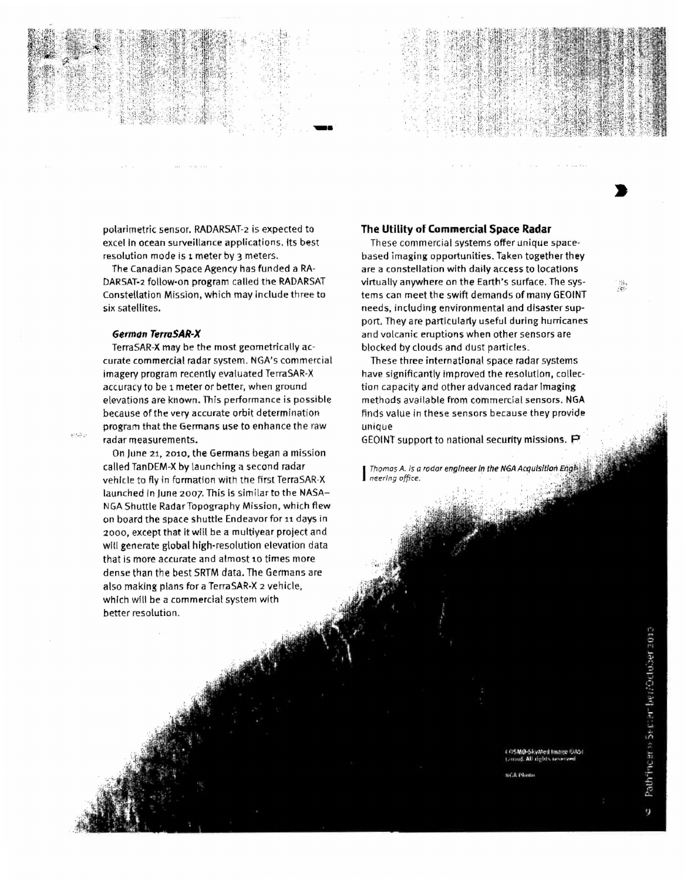polarimetric sensor. RADARSAT-2 is expected to excel in ocean surveillance applications. Its best resolution mode is 1 meter by 3 meters.

The Canadian Space Agency has funded a RADARSAT-2 follow-on program called the RADARSAT Constellation Mission, which may include three to six satellites.

### *German TerraSAR-X*

TerraSAR-X may be the most geometrically accurate commercial radar system. NGA's commercial imagery program recently evaluated TerraSAR-X accuracy to be 1 meter or better, when ground elevations are known. This performance is possible because of the very accurate orbit determination program that the Germans use to enhance the raw radar measurements.

On June 21, 2010, the Germans began a mission called TanDEM-X by launching a second radar vehicle to fly in formation with the first TerraSAR-X launched in June 2007. This is similar to the NASA–NGA Shuttle Radar Topography Mission, which flew on board the space shuttle Endeavor for 11 days in 2000, except that it will be a multiyear project and will generate global high-resolution elevation data that is more accurate and almost 10 times more dense than the best SRTM data. The Germans are also making plans for a TerraSAR-X 2 vehicle, which will be a commercial system with better resolution.

## The Utility of Commercial Space Radar

These commercial systems offer unique space-based imaging opportunities. Taken together they are a constellation with daily access to locations virtually anywhere on the Earth's surface. The systems can meet the swift demands of many GEOINT needs, including environmental and disaster support. They are particularly useful during hurricanes and volcanic eruptions when other sensors are blocked by clouds and dust particles.

These three international space radar systems have significantly improved the resolution, collection capacity and other advanced radar imaging methods available from commercial sensors. NGA finds value in these sensors because they provide unique GEOINT support to national security missions.

*Thomas A. is a radar engineer in the NGA Acquisition Engineering office.*

COSMO-SkyMed Image ©ASI (2010). All rights reserved

NGA Photo